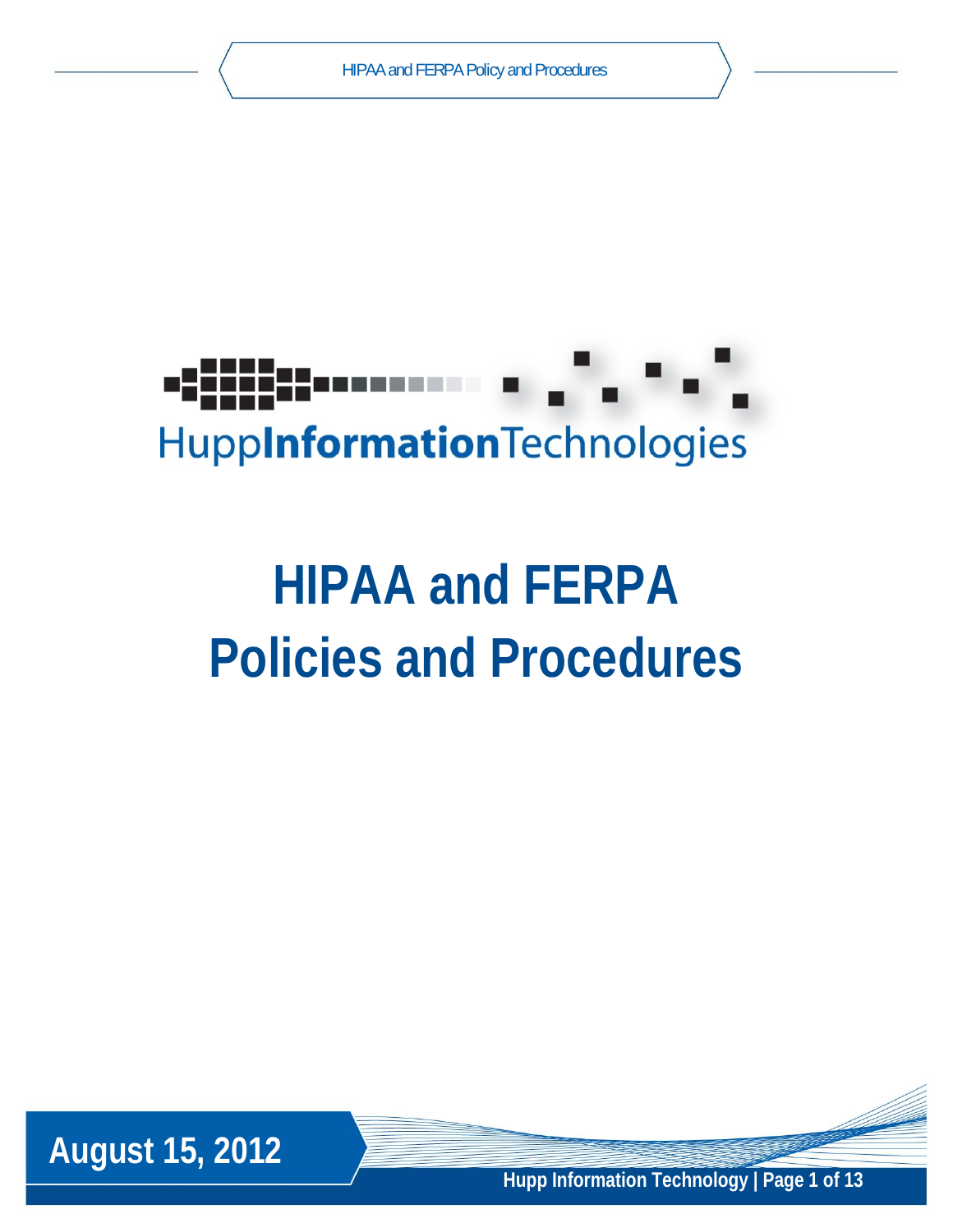HuppInformationTechnologies

# HIPAA and FERPA Policies and Procedures

**August 15, 2012**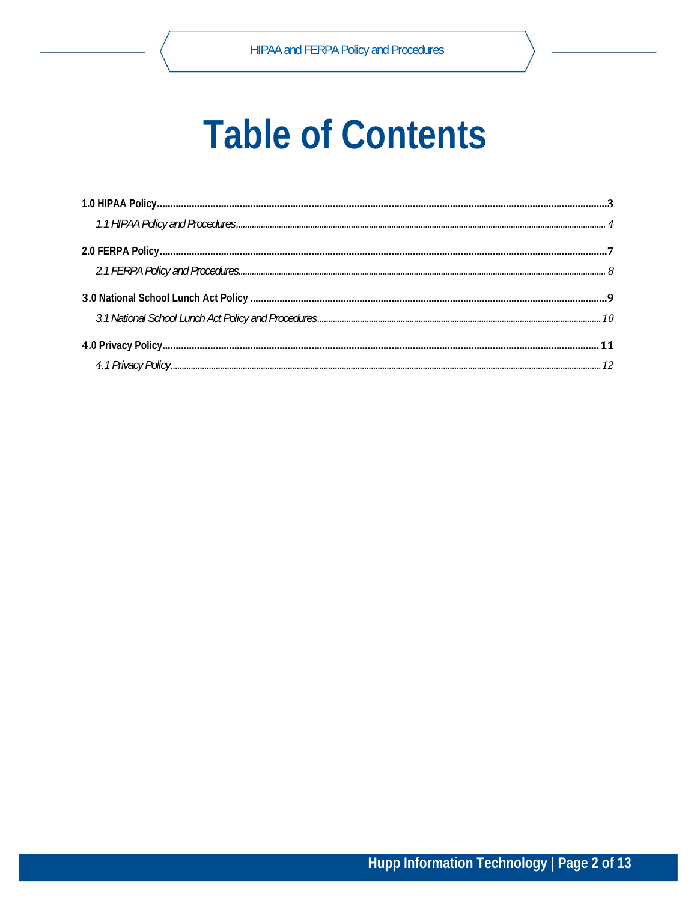# Table of Contents

**1.0 HIPAA Policy** .......... **3**

*1.1 HIPAA Policy and Procedures* .......... *4*

**2.0 FERPA Policy** .......... **7**

*2.1 FERPA Policy and Procedures* .......... *8*

**3.0 National School Lunch Act Policy** .......... **9**

*3.1 National School Lunch Act Policy and Procedures* .......... *10*

**4.0 Privacy Policy** .......... **11**

*4.1 Privacy Policy* .......... *12*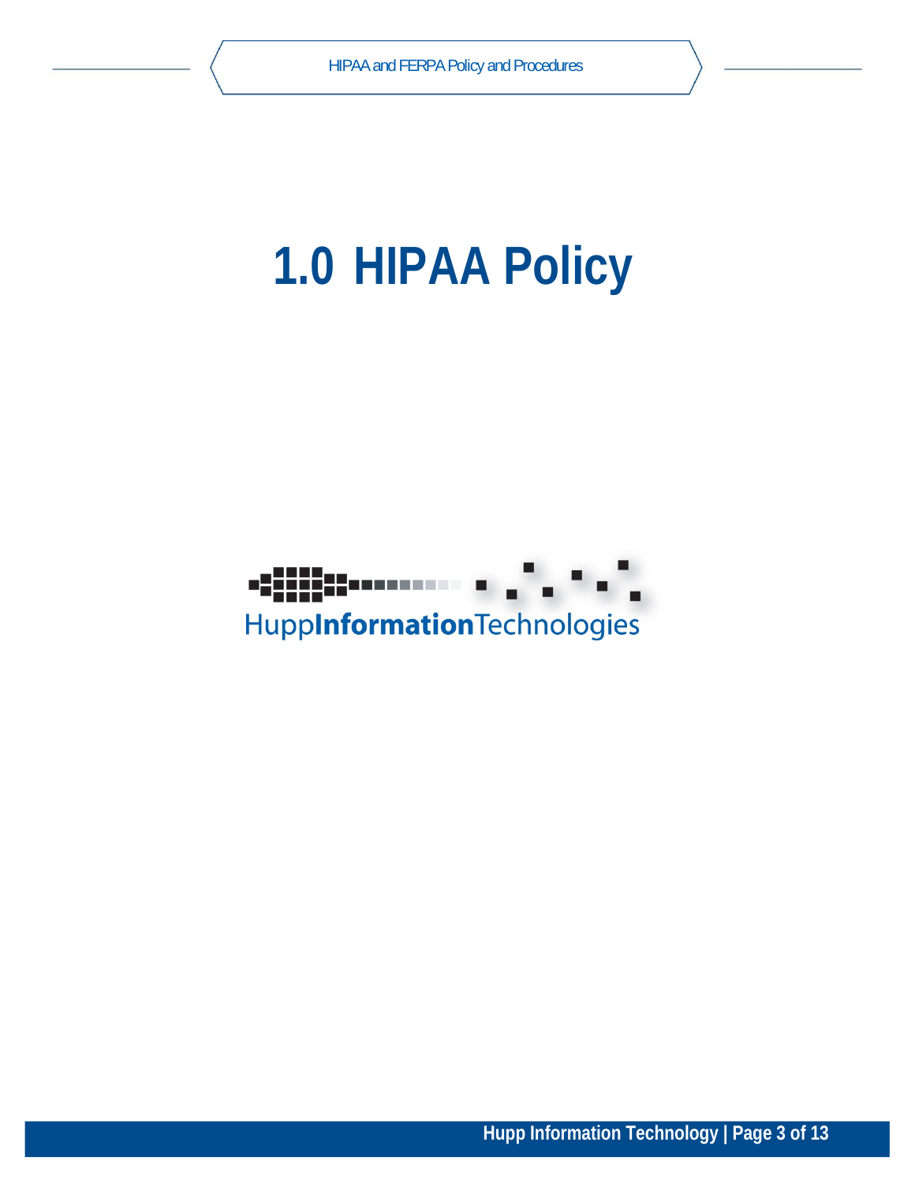# 1.0 HIPAA Policy

HuppInformationTechnologies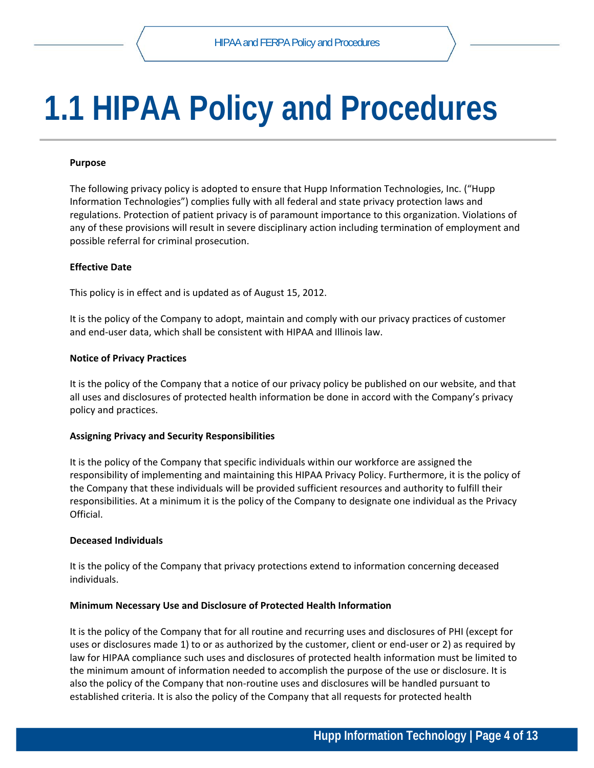# 1.1 HIPAA Policy and Procedures

**Purpose**

The following privacy policy is adopted to ensure that Hupp Information Technologies, Inc. ("Hupp Information Technologies") complies fully with all federal and state privacy protection laws and regulations. Protection of patient privacy is of paramount importance to this organization. Violations of any of these provisions will result in severe disciplinary action including termination of employment and possible referral for criminal prosecution.

**Effective Date**

This policy is in effect and is updated as of August 15, 2012.

It is the policy of the Company to adopt, maintain and comply with our privacy practices of customer and end-user data, which shall be consistent with HIPAA and Illinois law.

**Notice of Privacy Practices**

It is the policy of the Company that a notice of our privacy policy be published on our website, and that all uses and disclosures of protected health information be done in accord with the Company's privacy policy and practices.

**Assigning Privacy and Security Responsibilities**

It is the policy of the Company that specific individuals within our workforce are assigned the responsibility of implementing and maintaining this HIPAA Privacy Policy. Furthermore, it is the policy of the Company that these individuals will be provided sufficient resources and authority to fulfill their responsibilities. At a minimum it is the policy of the Company to designate one individual as the Privacy Official.

**Deceased Individuals**

It is the policy of the Company that privacy protections extend to information concerning deceased individuals.

**Minimum Necessary Use and Disclosure of Protected Health Information**

It is the policy of the Company that for all routine and recurring uses and disclosures of PHI (except for uses or disclosures made 1) to or as authorized by the customer, client or end-user or 2) as required by law for HIPAA compliance such uses and disclosures of protected health information must be limited to the minimum amount of information needed to accomplish the purpose of the use or disclosure. It is also the policy of the Company that non-routine uses and disclosures will be handled pursuant to established criteria. It is also the policy of the Company that all requests for protected health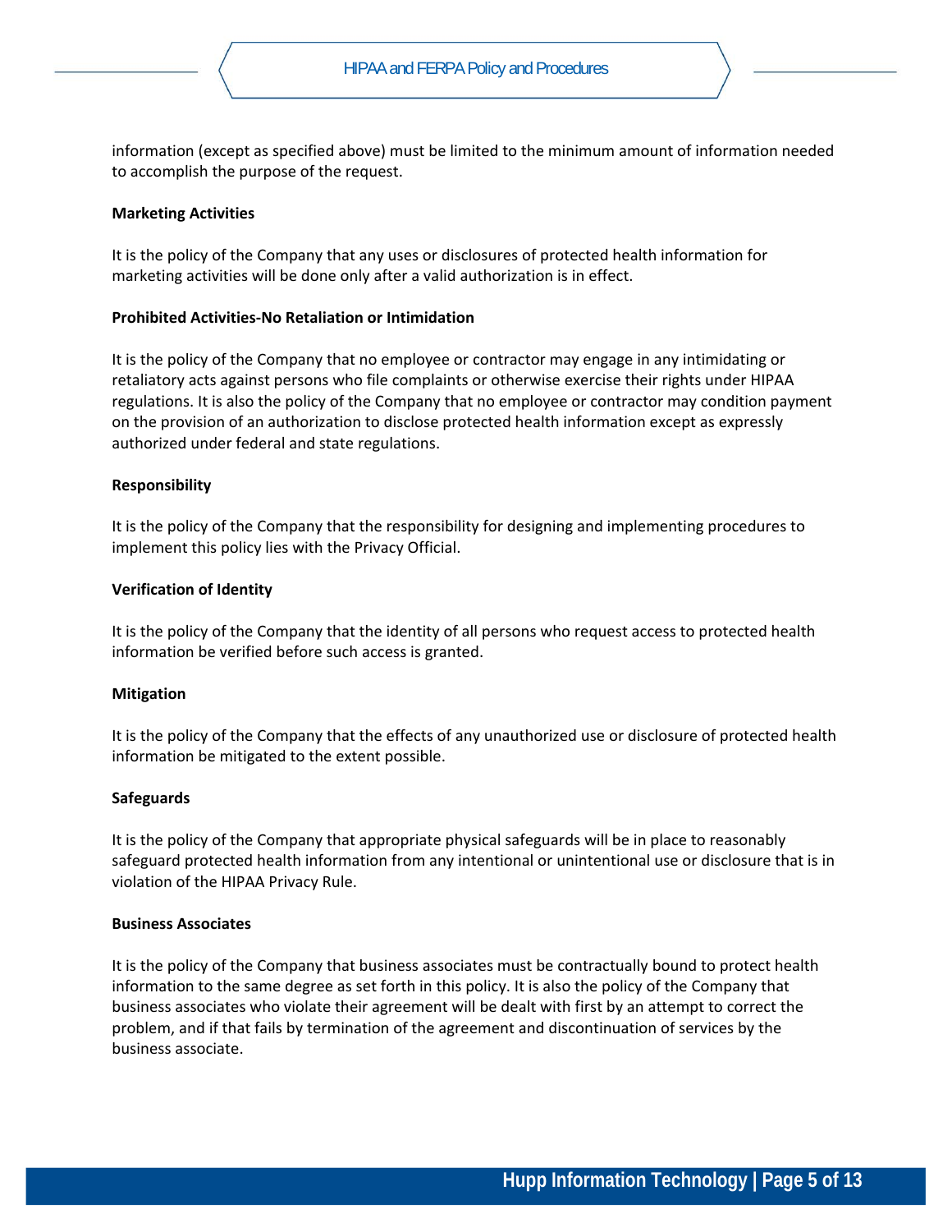information (except as specified above) must be limited to the minimum amount of information needed to accomplish the purpose of the request.

**Marketing Activities**

It is the policy of the Company that any uses or disclosures of protected health information for marketing activities will be done only after a valid authorization is in effect.

**Prohibited Activities-No Retaliation or Intimidation**

It is the policy of the Company that no employee or contractor may engage in any intimidating or retaliatory acts against persons who file complaints or otherwise exercise their rights under HIPAA regulations. It is also the policy of the Company that no employee or contractor may condition payment on the provision of an authorization to disclose protected health information except as expressly authorized under federal and state regulations.

**Responsibility**

It is the policy of the Company that the responsibility for designing and implementing procedures to implement this policy lies with the Privacy Official.

**Verification of Identity**

It is the policy of the Company that the identity of all persons who request access to protected health information be verified before such access is granted.

**Mitigation**

It is the policy of the Company that the effects of any unauthorized use or disclosure of protected health information be mitigated to the extent possible.

**Safeguards**

It is the policy of the Company that appropriate physical safeguards will be in place to reasonably safeguard protected health information from any intentional or unintentional use or disclosure that is in violation of the HIPAA Privacy Rule.

**Business Associates**

It is the policy of the Company that business associates must be contractually bound to protect health information to the same degree as set forth in this policy. It is also the policy of the Company that business associates who violate their agreement will be dealt with first by an attempt to correct the problem, and if that fails by termination of the agreement and discontinuation of services by the business associate.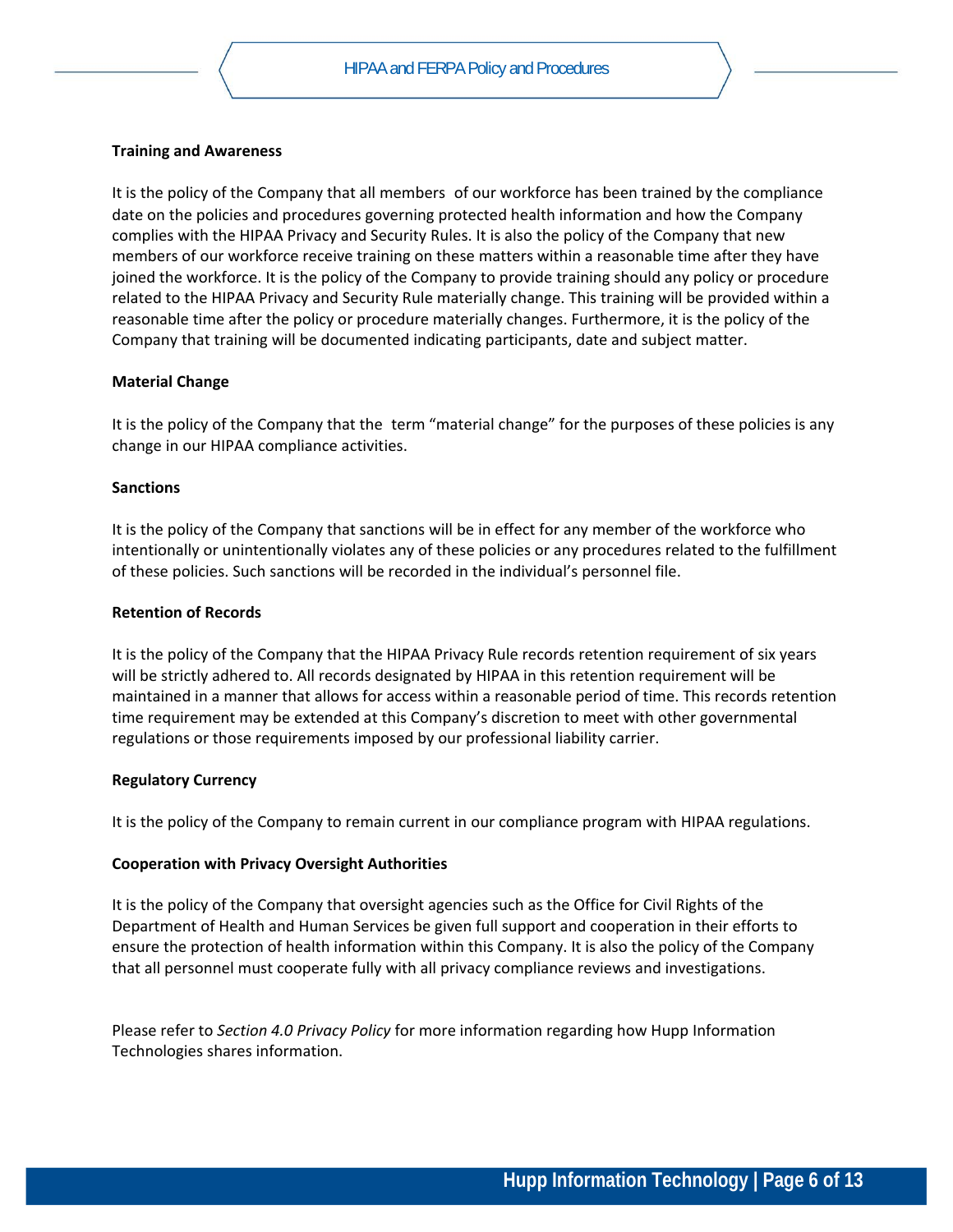**Training and Awareness**

It is the policy of the Company that all members of our workforce has been trained by the compliance date on the policies and procedures governing protected health information and how the Company complies with the HIPAA Privacy and Security Rules. It is also the policy of the Company that new members of our workforce receive training on these matters within a reasonable time after they have joined the workforce. It is the policy of the Company to provide training should any policy or procedure related to the HIPAA Privacy and Security Rule materially change. This training will be provided within a reasonable time after the policy or procedure materially changes. Furthermore, it is the policy of the Company that training will be documented indicating participants, date and subject matter.

**Material Change**

It is the policy of the Company that the term "material change" for the purposes of these policies is any change in our HIPAA compliance activities.

**Sanctions**

It is the policy of the Company that sanctions will be in effect for any member of the workforce who intentionally or unintentionally violates any of these policies or any procedures related to the fulfillment of these policies. Such sanctions will be recorded in the individual's personnel file.

**Retention of Records**

It is the policy of the Company that the HIPAA Privacy Rule records retention requirement of six years will be strictly adhered to. All records designated by HIPAA in this retention requirement will be maintained in a manner that allows for access within a reasonable period of time. This records retention time requirement may be extended at this Company's discretion to meet with other governmental regulations or those requirements imposed by our professional liability carrier.

**Regulatory Currency**

It is the policy of the Company to remain current in our compliance program with HIPAA regulations.

**Cooperation with Privacy Oversight Authorities**

It is the policy of the Company that oversight agencies such as the Office for Civil Rights of the Department of Health and Human Services be given full support and cooperation in their efforts to ensure the protection of health information within this Company. It is also the policy of the Company that all personnel must cooperate fully with all privacy compliance reviews and investigations.

Please refer to *Section 4.0 Privacy Policy* for more information regarding how Hupp Information Technologies shares information.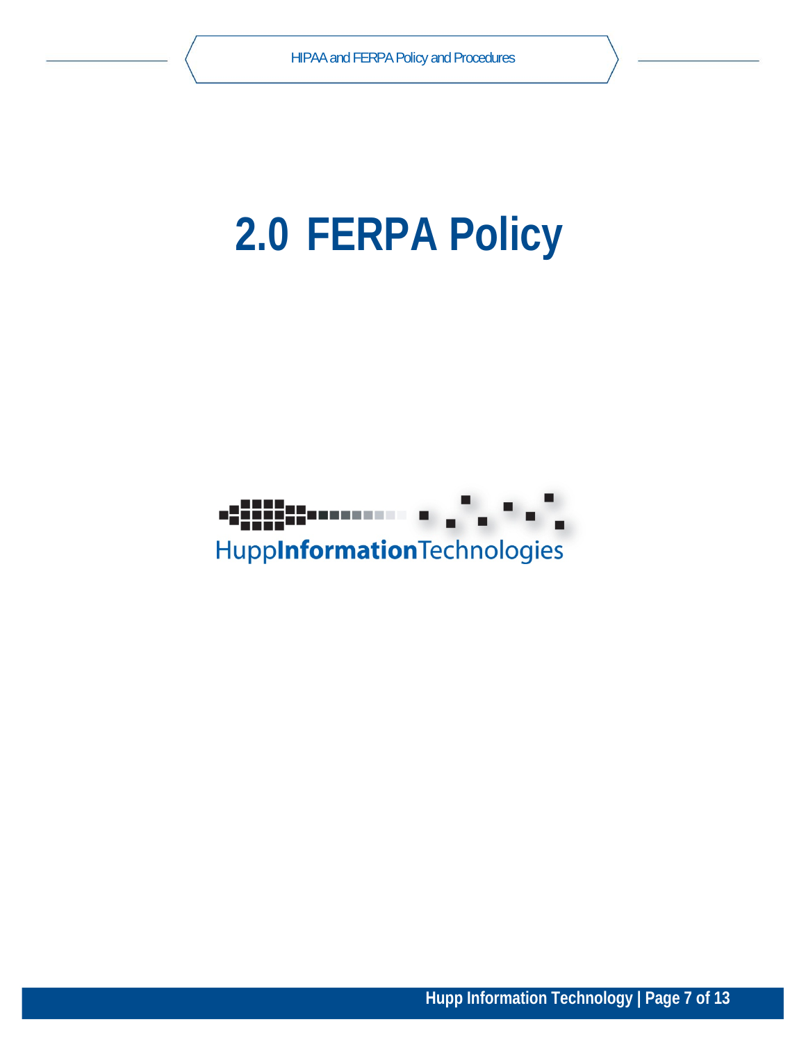# 2.0 FERPA Policy

HuppInformationTechnologies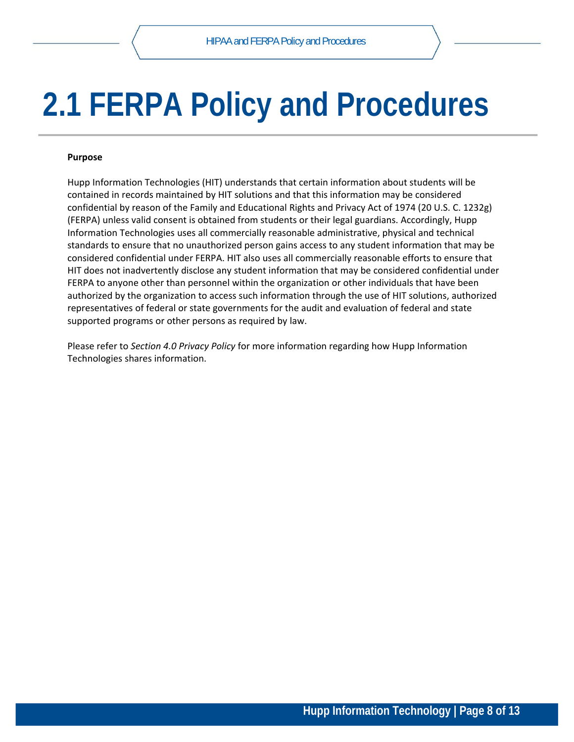# 2.1 FERPA Policy and Procedures

**Purpose**

Hupp Information Technologies (HIT) understands that certain information about students will be contained in records maintained by HIT solutions and that this information may be considered confidential by reason of the Family and Educational Rights and Privacy Act of 1974 (20 U.S. C. 1232g) (FERPA) unless valid consent is obtained from students or their legal guardians. Accordingly, Hupp Information Technologies uses all commercially reasonable administrative, physical and technical standards to ensure that no unauthorized person gains access to any student information that may be considered confidential under FERPA. HIT also uses all commercially reasonable efforts to ensure that HIT does not inadvertently disclose any student information that may be considered confidential under FERPA to anyone other than personnel within the organization or other individuals that have been authorized by the organization to access such information through the use of HIT solutions, authorized representatives of federal or state governments for the audit and evaluation of federal and state supported programs or other persons as required by law.

Please refer to *Section 4.0 Privacy Policy* for more information regarding how Hupp Information Technologies shares information.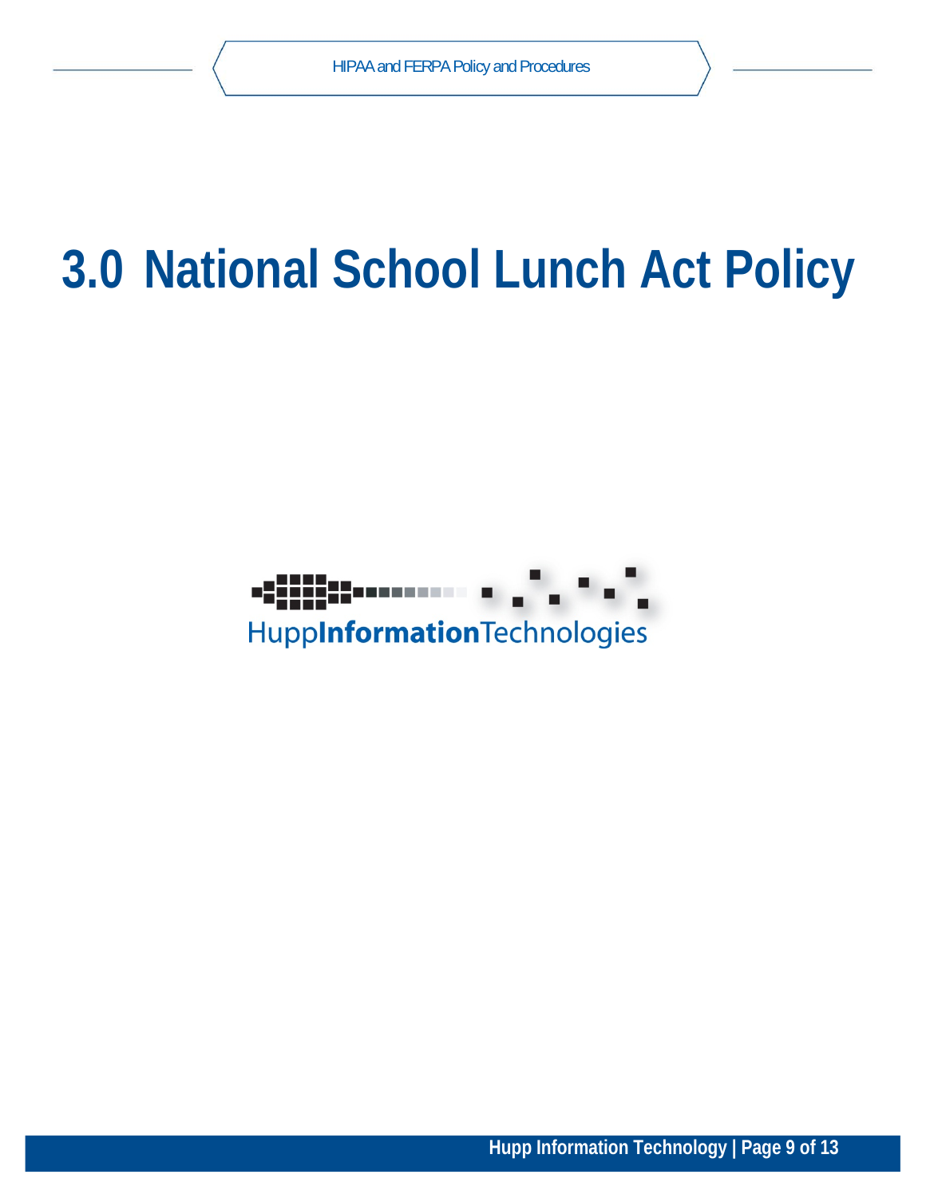# 3.0 National School Lunch Act Policy

HuppInformationTechnologies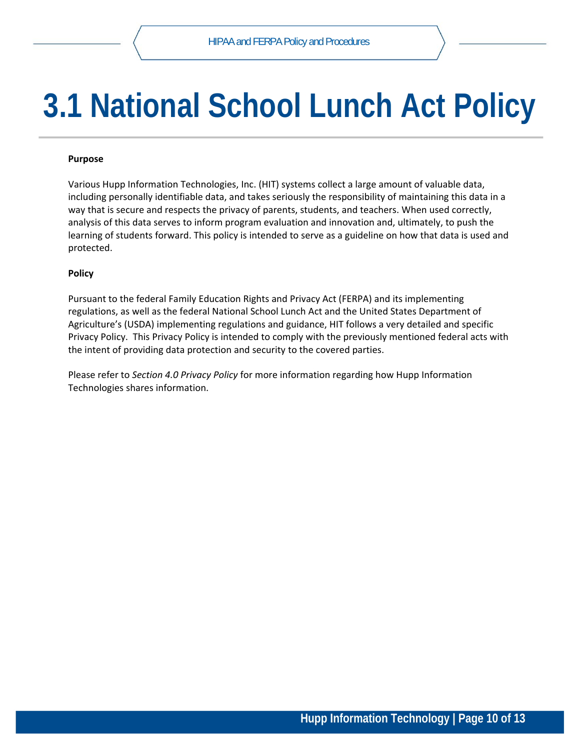# 3.1 National School Lunch Act Policy

**Purpose**

Various Hupp Information Technologies, Inc. (HIT) systems collect a large amount of valuable data, including personally identifiable data, and takes seriously the responsibility of maintaining this data in a way that is secure and respects the privacy of parents, students, and teachers. When used correctly, analysis of this data serves to inform program evaluation and innovation and, ultimately, to push the learning of students forward. This policy is intended to serve as a guideline on how that data is used and protected.

**Policy**

Pursuant to the federal Family Education Rights and Privacy Act (FERPA) and its implementing regulations, as well as the federal National School Lunch Act and the United States Department of Agriculture's (USDA) implementing regulations and guidance, HIT follows a very detailed and specific Privacy Policy. This Privacy Policy is intended to comply with the previously mentioned federal acts with the intent of providing data protection and security to the covered parties.

Please refer to *Section 4.0 Privacy Policy* for more information regarding how Hupp Information Technologies shares information.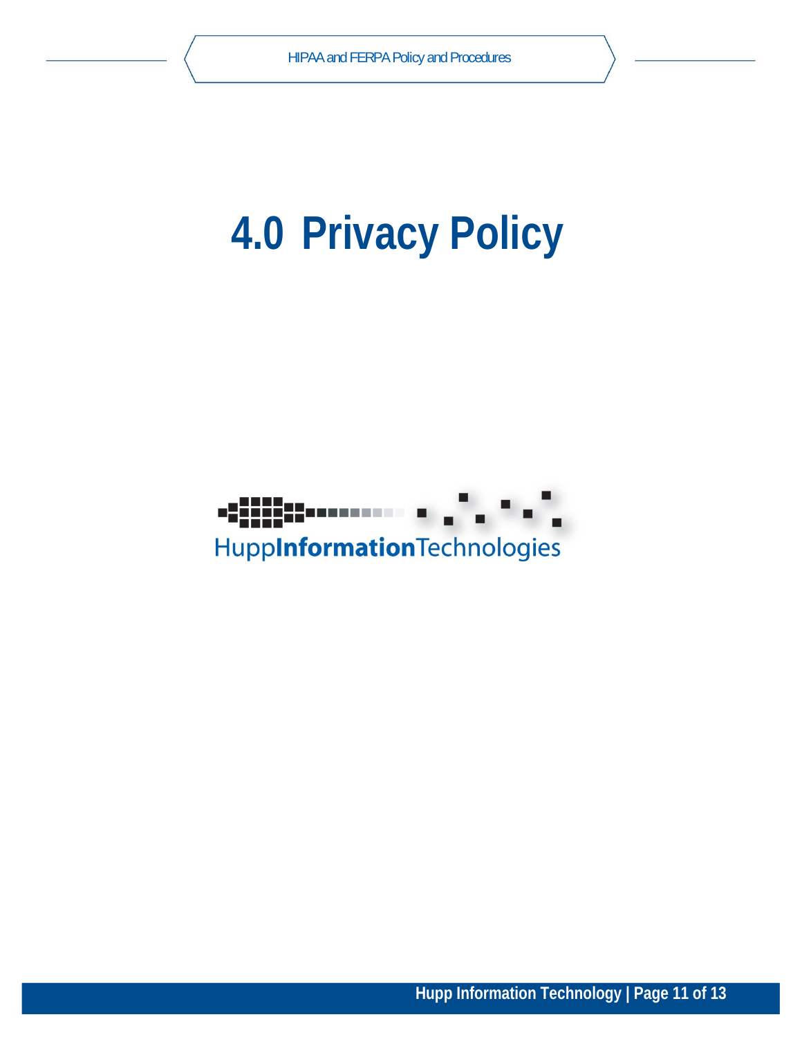# 4.0 Privacy Policy

HuppInformationTechnologies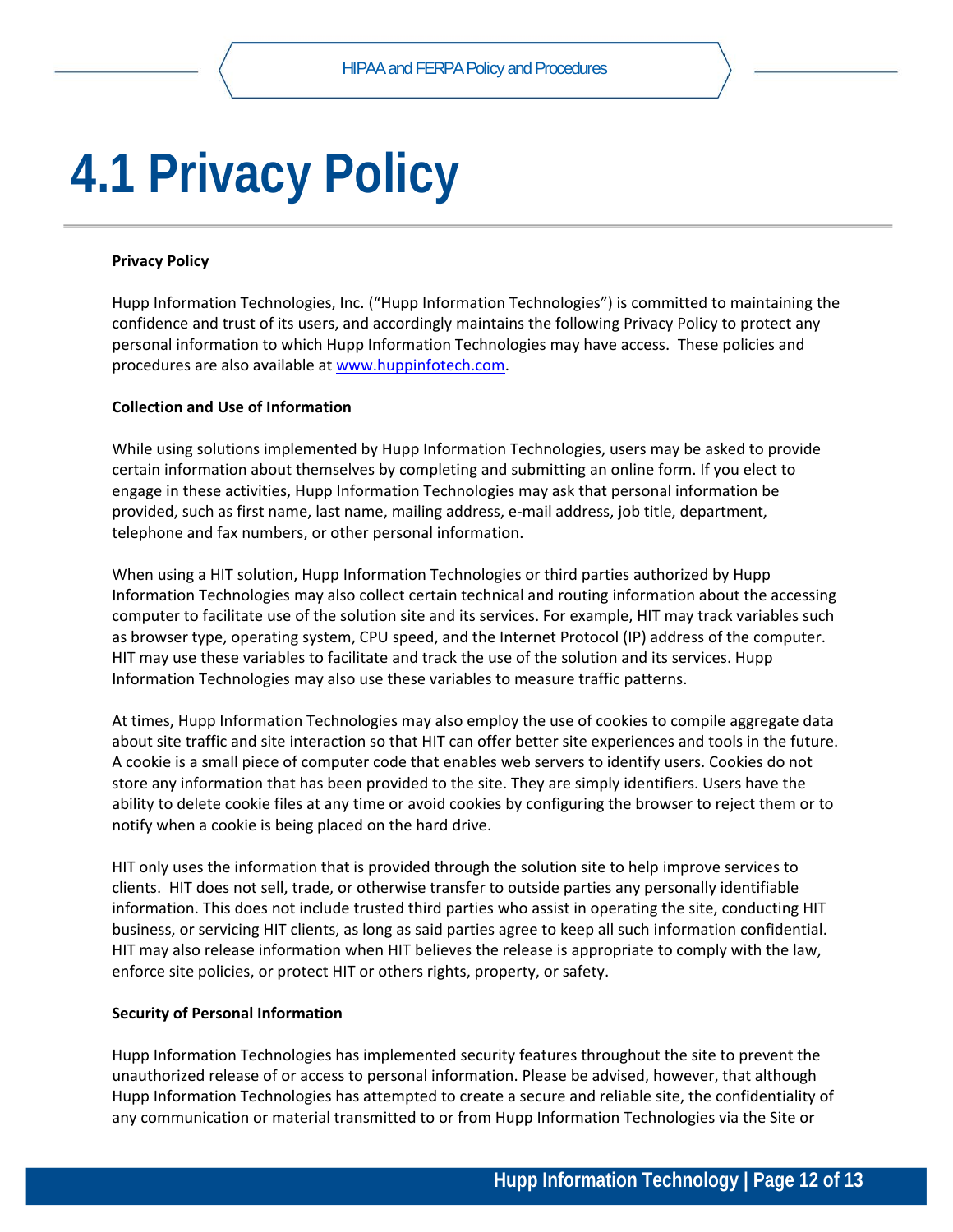# 4.1 Privacy Policy

**Privacy Policy**

Hupp Information Technologies, Inc. ("Hupp Information Technologies") is committed to maintaining the confidence and trust of its users, and accordingly maintains the following Privacy Policy to protect any personal information to which Hupp Information Technologies may have access. These policies and procedures are also available at www.huppinfotech.com.

**Collection and Use of Information**

While using solutions implemented by Hupp Information Technologies, users may be asked to provide certain information about themselves by completing and submitting an online form. If you elect to engage in these activities, Hupp Information Technologies may ask that personal information be provided, such as first name, last name, mailing address, e-mail address, job title, department, telephone and fax numbers, or other personal information.

When using a HIT solution, Hupp Information Technologies or third parties authorized by Hupp Information Technologies may also collect certain technical and routing information about the accessing computer to facilitate use of the solution site and its services. For example, HIT may track variables such as browser type, operating system, CPU speed, and the Internet Protocol (IP) address of the computer. HIT may use these variables to facilitate and track the use of the solution and its services. Hupp Information Technologies may also use these variables to measure traffic patterns.

At times, Hupp Information Technologies may also employ the use of cookies to compile aggregate data about site traffic and site interaction so that HIT can offer better site experiences and tools in the future. A cookie is a small piece of computer code that enables web servers to identify users. Cookies do not store any information that has been provided to the site. They are simply identifiers. Users have the ability to delete cookie files at any time or avoid cookies by configuring the browser to reject them or to notify when a cookie is being placed on the hard drive.

HIT only uses the information that is provided through the solution site to help improve services to clients. HIT does not sell, trade, or otherwise transfer to outside parties any personally identifiable information. This does not include trusted third parties who assist in operating the site, conducting HIT business, or servicing HIT clients, as long as said parties agree to keep all such information confidential. HIT may also release information when HIT believes the release is appropriate to comply with the law, enforce site policies, or protect HIT or others rights, property, or safety.

**Security of Personal Information**

Hupp Information Technologies has implemented security features throughout the site to prevent the unauthorized release of or access to personal information. Please be advised, however, that although Hupp Information Technologies has attempted to create a secure and reliable site, the confidentiality of any communication or material transmitted to or from Hupp Information Technologies via the Site or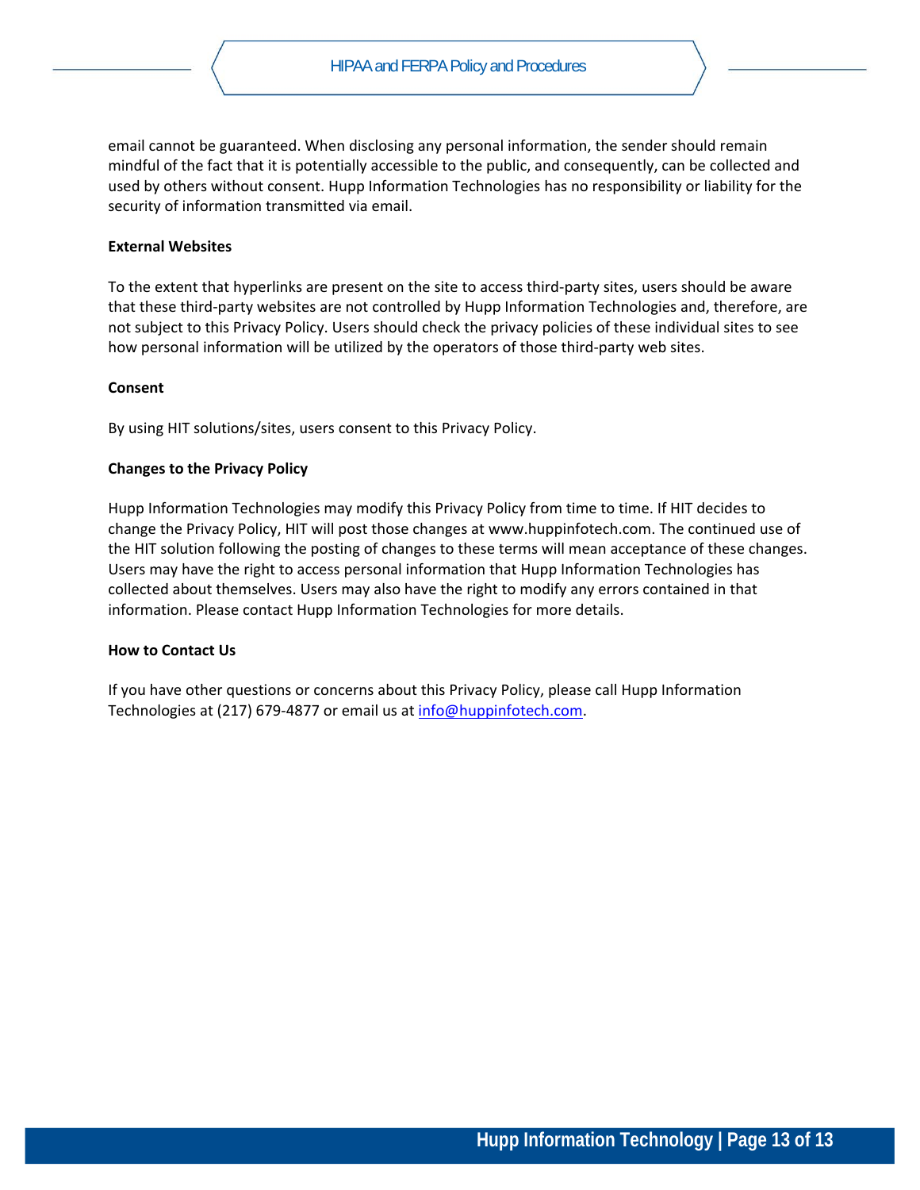email cannot be guaranteed. When disclosing any personal information, the sender should remain mindful of the fact that it is potentially accessible to the public, and consequently, can be collected and used by others without consent. Hupp Information Technologies has no responsibility or liability for the security of information transmitted via email.

**External Websites**

To the extent that hyperlinks are present on the site to access third-party sites, users should be aware that these third-party websites are not controlled by Hupp Information Technologies and, therefore, are not subject to this Privacy Policy. Users should check the privacy policies of these individual sites to see how personal information will be utilized by the operators of those third-party web sites.

**Consent**

By using HIT solutions/sites, users consent to this Privacy Policy.

**Changes to the Privacy Policy**

Hupp Information Technologies may modify this Privacy Policy from time to time. If HIT decides to change the Privacy Policy, HIT will post those changes at www.huppinfotech.com. The continued use of the HIT solution following the posting of changes to these terms will mean acceptance of these changes. Users may have the right to access personal information that Hupp Information Technologies has collected about themselves. Users may also have the right to modify any errors contained in that information. Please contact Hupp Information Technologies for more details.

**How to Contact Us**

If you have other questions or concerns about this Privacy Policy, please call Hupp Information Technologies at (217) 679-4877 or email us at info@huppinfotech.com.